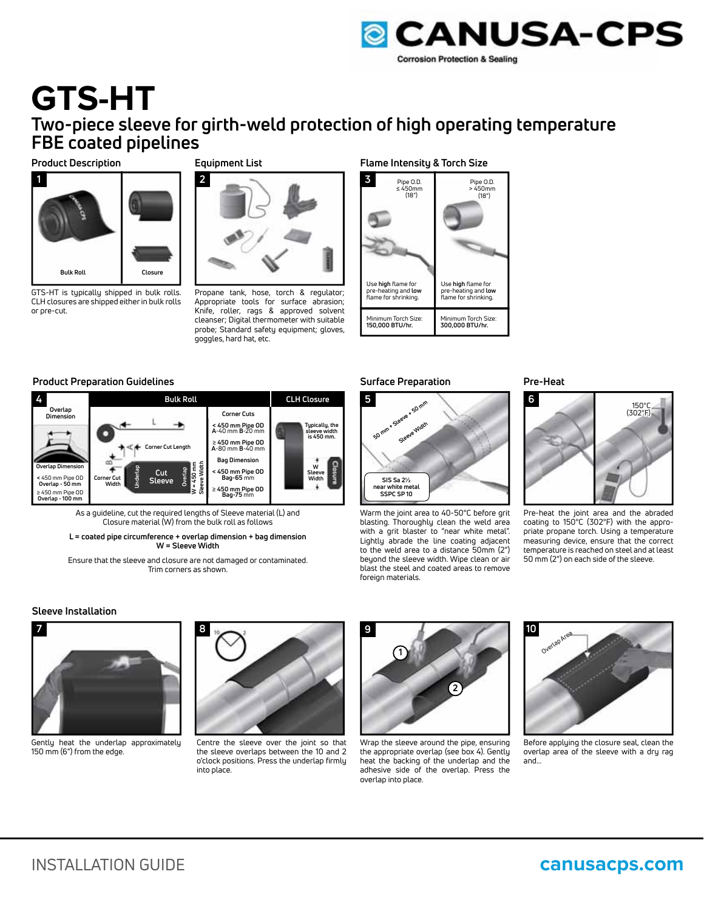CANUSA-CPS

Corrosion Protection & Sealing

# GTS-HT

## Two-piece sleeve for girth-weld protection of high operating temperature FBE coated pipelines

### Product Description

1

Bulk Roll

Closure

GTS-HT is typically shipped in bulk rolls. CLH closures are shipped either in bulk rolls or pre-cut.

### Equipment List

2

Propane tank, hose, torch & regulator; Appropriate tools for surface abrasion; Knife, roller, rags & approved solvent cleanser; Digital thermometer with suitable probe; Standard safety equipment; gloves, goggles, hard hat, etc.

### Flame Intensity & Torch Size

3

| Pipe O.D. ≤ 450mm (18") | Pipe O.D. > 450mm (18") |
|---|---|
| Use **high** flame for pre-heating and **low** flame for shrinking. | Use **high** flame for pre-heating and **low** flame for shrinking. |
| Minimum Torch Size: **150,000 BTU/hr.** | Minimum Torch Size: **300,000 BTU/hr.** |

### Product Preparation Guidelines

4

**Overlap Dimension**

Overlap Dimension

< 450 mm Pipe OD **Overlap - 50 mm**

≥ 450 mm Pipe OD **Overlap - 100 mm**

**Bulk Roll**

L

Corner Cut Length

B

A

Corner Cut Width

Underlap | Cut Sleeve | Overlap

W = 450 mm Sleeve Width

**Corner Cuts**

**< 450 mm Pipe OD** **A**-40 mm **B**-20 mm

**≥ 450 mm Pipe OD** **A**-80 mm **B**-40 mm

**Bag Dimension**

**< 450 mm Pipe OD** Bag-65 mm

**≥ 450 mm Pipe OD** Bag-75 mm

**CLH Closure**

Typically, the sleeve width is 450 mm.

W Sleeve Width

Closure

As a guideline, cut the required lengths of Sleeve material (L) and Closure material (W) from the bulk roll as follows

**L = coated pipe circumference + overlap dimension + bag dimension**
**W = Sleeve Width**

Ensure that the sleeve and closure are not damaged or contaminated. Trim corners as shown.

### Surface Preparation

5

50 mm + Sleeve + 50 mm

Sleeve Width

SIS Sa 2½ near white metal SSPC SP 10

Warm the joint area to 40-50°C before grit blasting. Thoroughly clean the weld area with a grit blaster to "near white metal". Lightly abrade the line coating adjacent to the weld area to a distance 50mm (2") beyond the sleeve width. Wipe clean or air blast the steel and coated areas to remove foreign materials.

### Pre-Heat

6

150°C (302°F)

Pre-heat the joint area and the abraded coating to 150°C (302°F) with the appropriate propane torch. Using a temperature measuring device, ensure that the correct temperature is reached on steel and at least 50 mm (2") on each side of the sleeve.

### Sleeve Installation

7

Gently heat the underlap approximately 150 mm (6") from the edge.

8

10 2

Centre the sleeve over the joint so that the sleeve overlaps between the 10 and 2 o'clock positions. Press the underlap firmly into place.

9

1 2

Wrap the sleeve around the pipe, ensuring the appropriate overlap (see box 4). Gently heat the backing of the underlap and the adhesive side of the overlap. Press the overlap into place.

10

Overlap Area

Before applying the closure seal, clean the overlap area of the sleeve with a dry rag and...

INSTALLATION GUIDE

canusacps.com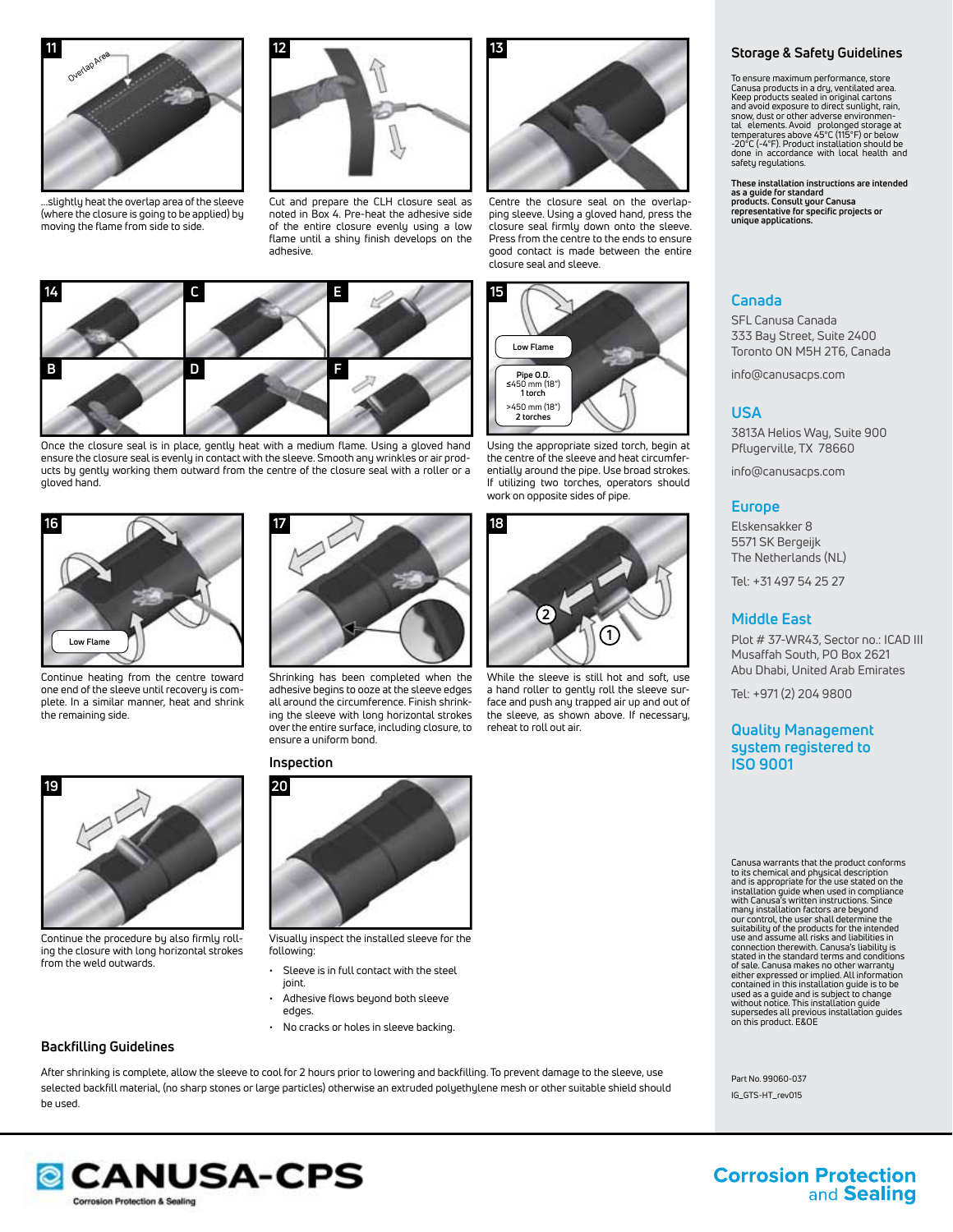11

Overlap Area

...slightly heat the overlap area of the sleeve (where the closure is going to be applied) by moving the flame from side to side.

12

Cut and prepare the CLH closure seal as noted in Box 4. Pre-heat the adhesive side of the entire closure evenly using a low flame until a shiny finish develops on the adhesive.

13

Centre the closure seal on the overlapping sleeve. Using a gloved hand, press the closure seal firmly down onto the sleeve. Press from the centre to the ends to ensure good contact is made between the entire closure seal and sleeve.

14 B C D E F

Once the closure seal is in place, gently heat with a medium flame. Using a gloved hand ensure the closure seal is evenly in contact with the sleeve. Smooth any wrinkles or air products by gently working them outward from the centre of the closure seal with a roller or a gloved hand.

15

Low Flame

Pipe O.D.
≤450 mm (18")
1 torch

>450 mm (18")
2 torches

Using the appropriate sized torch, begin at the centre of the sleeve and heat circumferentially around the pipe. Use broad strokes. If utilizing two torches, operators should work on opposite sides of pipe.

16

Low Flame

Continue heating from the centre toward one end of the sleeve until recovery is complete. In a similar manner, heat and shrink the remaining side.

17

Shrinking has been completed when the adhesive begins to ooze at the sleeve edges all around the circumference. Finish shrinking the sleeve with long horizontal strokes over the entire surface, including closure, to ensure a uniform bond.

18

2
1

While the sleeve is still hot and soft, use a hand roller to gently roll the sleeve surface and push any trapped air up and out of the sleeve, as shown above. If necessary, reheat to roll out air.

19

Continue the procedure by also firmly rolling the closure with long horizontal strokes from the weld outwards.

## Inspection

20

Visually inspect the installed sleeve for the following:

- Sleeve is in full contact with the steel joint.
- Adhesive flows beyond both sleeve edges.
- No cracks or holes in sleeve backing.

## Backfilling Guidelines

After shrinking is complete, allow the sleeve to cool for 2 hours prior to lowering and backfilling. To prevent damage to the sleeve, use selected backfill material, (no sharp stones or large particles) otherwise an extruded polyethylene mesh or other suitable shield should be used.

## Storage & Safety Guidelines

To ensure maximum performance, store Canusa products in a dry, ventilated area. Keep products sealed in original cartons and avoid exposure to direct sunlight, rain, snow, dust or other adverse environmental elements. Avoid prolonged storage at temperatures above 45°C (115°F) or below -20°C (-4°F). Product installation should be done in accordance with local health and safety regulations.

**These installation instructions are intended as a guide for standard products. Consult your Canusa representative for specific projects or unique applications.**

## Canada

SFL Canusa Canada
333 Bay Street, Suite 2400
Toronto ON M5H 2T6, Canada

info@canusacps.com

## USA

3813A Helios Way, Suite 900
Pflugerville, TX 78660

info@canusacps.com

## Europe

Elskensakker 8
5571 SK Bergeijk
The Netherlands (NL)

Tel: +31 497 54 25 27

## Middle East

Plot # 37-WR43, Sector no.: ICAD III
Musaffah South, PO Box 2621
Abu Dhabi, United Arab Emirates

Tel: +971 (2) 204 9800

## Quality Management system registered to ISO 9001

Canusa warrants that the product conforms to its chemical and physical description and is appropriate for the use stated on the installation guide when used in compliance with Canusa's written instructions. Since many installation factors are beyond our control, the user shall determine the suitability of the products for the intended use and assume all risks and liabilities in connection therewith. Canusa's liability is stated in the standard terms and conditions of sale. Canusa makes no other warranty either expressed or implied. All information contained in this installation guide is to be used as a guide and is subject to change without notice. This installation guide supersedes all previous installation guides on this product. E&OE

Part No. 99060-037
IG_GTS-HT_rev015

CANUSA-CPS
Corrosion Protection & Sealing

Corrosion Protection and Sealing